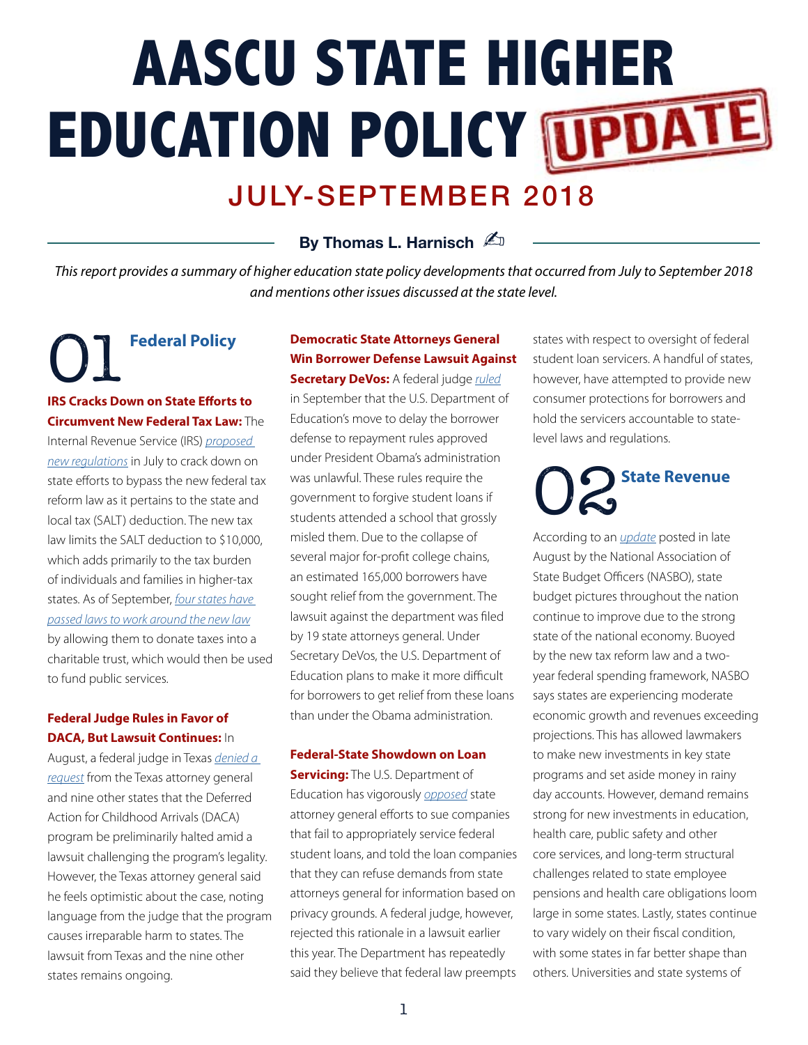# AASCU STATE HIGHER EDUCATION POLICY UPDATE

## JULY-SEPTEMBER 2018

**By Thomas L. Harnisch**

*This report provides a summary of higher education state policy developments that occurred from July to September 2018 and mentions other issues discussed at the state level.*

## 01 Federal Policy

**IRS Cracks Down on State Efforts to Circumvent New Federal Tax Law:** The Internal Revenue Service (IRS) *proposed new regulations* in July to crack down on state efforts to bypass the new federal tax reform law as it pertains to the state and local tax (SALT) deduction. The new tax law limits the SALT deduction to $10,000, which adds primarily to the tax burden of individuals and families in higher-tax states. As of September, *four states have passed laws to work around the new law* by allowing them to donate taxes into a charitable trust, which would then be used to fund public services.

**Federal Judge Rules in Favor of DACA, But Lawsuit Continues:** In August, a federal judge in Texas *denied a request* from the Texas attorney general and nine other states that the Deferred Action for Childhood Arrivals (DACA) program be preliminarily halted amid a lawsuit challenging the program's legality. However, the Texas attorney general said he feels optimistic about the case, noting language from the judge that the program causes irreparable harm to states. The lawsuit from Texas and the nine other states remains ongoing.

**Democratic State Attorneys General Win Borrower Defense Lawsuit Against Secretary DeVos:** A federal judge *ruled* in September that the U.S. Department of Education's move to delay the borrower defense to repayment rules approved under President Obama's administration was unlawful. These rules require the government to forgive student loans if students attended a school that grossly misled them. Due to the collapse of several major for-profit college chains, an estimated 165,000 borrowers have sought relief from the government. The lawsuit against the department was filed by 19 state attorneys general. Under Secretary DeVos, the U.S. Department of Education plans to make it more difficult for borrowers to get relief from these loans than under the Obama administration.

**Federal-State Showdown on Loan Servicing:** The U.S. Department of Education has vigorously *opposed* state attorney general efforts to sue companies that fail to appropriately service federal student loans, and told the loan companies that they can refuse demands from state attorneys general for information based on privacy grounds. A federal judge, however, rejected this rationale in a lawsuit earlier this year. The Department has repeatedly said they believe that federal law preempts states with respect to oversight of federal student loan servicers. A handful of states, however, have attempted to provide new consumer protections for borrowers and hold the servicers accountable to state-level laws and regulations.

## 02 State Revenue

According to an *update* posted in late August by the National Association of State Budget Officers (NASBO), state budget pictures throughout the nation continue to improve due to the strong state of the national economy. Buoyed by the new tax reform law and a two-year federal spending framework, NASBO says states are experiencing moderate economic growth and revenues exceeding projections. This has allowed lawmakers to make new investments in key state programs and set aside money in rainy day accounts. However, demand remains strong for new investments in education, health care, public safety and other core services, and long-term structural challenges related to state employee pensions and health care obligations loom large in some states. Lastly, states continue to vary widely on their fiscal condition, with some states in far better shape than others. Universities and state systems of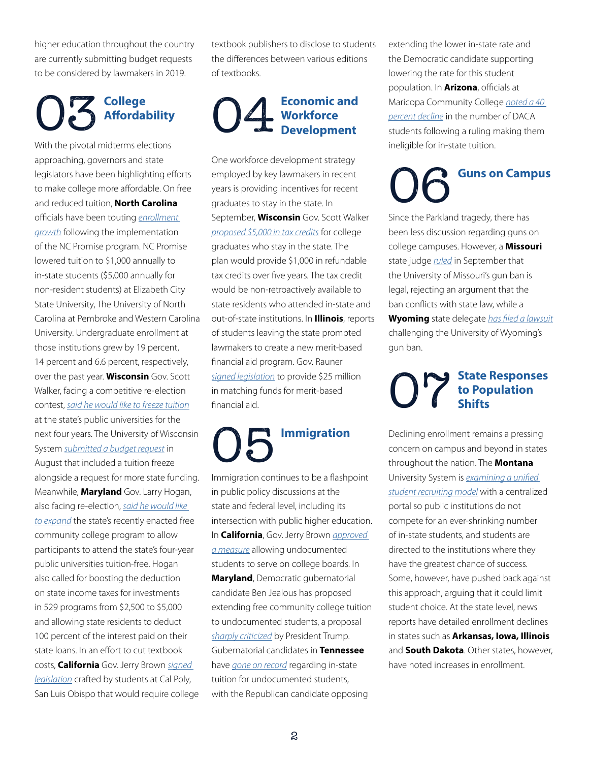higher education throughout the country are currently submitting budget requests to be considered by lawmakers in 2019.

## 03 College Affordability

With the pivotal midterms elections approaching, governors and state legislators have been highlighting efforts to make college more affordable. On free and reduced tuition, **North Carolina** officials have been touting *enrollment growth* following the implementation of the NC Promise program. NC Promise lowered tuition to $1,000 annually to in-state students ($5,000 annually for non-resident students) at Elizabeth City State University, The University of North Carolina at Pembroke and Western Carolina University. Undergraduate enrollment at those institutions grew by 19 percent, 14 percent and 6.6 percent, respectively, over the past year. **Wisconsin** Gov. Scott Walker, facing a competitive re-election contest, *said he would like to freeze tuition* at the state's public universities for the next four years. The University of Wisconsin System *submitted a budget request* in August that included a tuition freeze alongside a request for more state funding. Meanwhile, **Maryland** Gov. Larry Hogan, also facing re-election, *said he would like to expand* the state's recently enacted free community college program to allow participants to attend the state's four-year public universities tuition-free. Hogan also called for boosting the deduction on state income taxes for investments in 529 programs from $2,500 to $5,000 and allowing state residents to deduct 100 percent of the interest paid on their state loans. In an effort to cut textbook costs, **California** Gov. Jerry Brown *signed legislation* crafted by students at Cal Poly, San Luis Obispo that would require college textbook publishers to disclose to students the differences between various editions of textbooks.

## 04 Economic and Workforce Development

One workforce development strategy employed by key lawmakers in recent years is providing incentives for recent graduates to stay in the state. In September, **Wisconsin** Gov. Scott Walker *proposed $5,000 in tax credits* for college graduates who stay in the state. The plan would provide $1,000 in refundable tax credits over five years. The tax credit would be non-retroactively available to state residents who attended in-state and out-of-state institutions. In **Illinois**, reports of students leaving the state prompted lawmakers to create a new merit-based financial aid program. Gov. Rauner *signed legislation* to provide $25 million in matching funds for merit-based financial aid.

## 05 Immigration

Immigration continues to be a flashpoint in public policy discussions at the state and federal level, including its intersection with public higher education. In **California**, Gov. Jerry Brown *approved a measure* allowing undocumented students to serve on college boards. In **Maryland**, Democratic gubernatorial candidate Ben Jealous has proposed extending free community college tuition to undocumented students, a proposal *sharply criticized* by President Trump. Gubernatorial candidates in **Tennessee** have *gone on record* regarding in-state tuition for undocumented students, with the Republican candidate opposing extending the lower in-state rate and the Democratic candidate supporting lowering the rate for this student population. In **Arizona**, officials at Maricopa Community College *noted a 40 percent decline* in the number of DACA students following a ruling making them ineligible for in-state tuition.

## 06 Guns on Campus

Since the Parkland tragedy, there has been less discussion regarding guns on college campuses. However, a **Missouri** state judge *ruled* in September that the University of Missouri's gun ban is legal, rejecting an argument that the ban conflicts with state law, while a **Wyoming** state delegate *has filed a lawsuit* challenging the University of Wyoming's gun ban.

## 07 State Responses to Population Shifts

Declining enrollment remains a pressing concern on campus and beyond in states throughout the nation. The **Montana** University System is *examining a unified student recruiting model* with a centralized portal so public institutions do not compete for an ever-shrinking number of in-state students, and students are directed to the institutions where they have the greatest chance of success. Some, however, have pushed back against this approach, arguing that it could limit student choice. At the state level, news reports have detailed enrollment declines in states such as **Arkansas, Iowa, Illinois** and **South Dakota**. Other states, however, have noted increases in enrollment.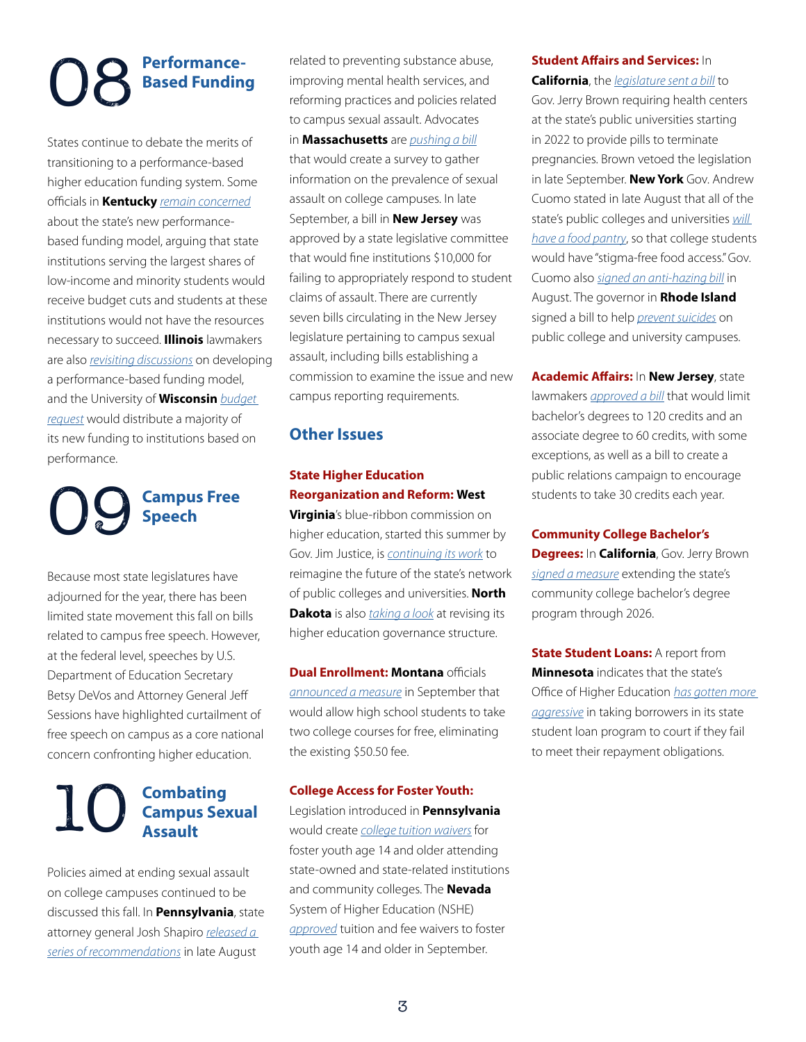## 08 Performance-Based Funding

States continue to debate the merits of transitioning to a performance-based higher education funding system. Some officials in **Kentucky** *remain concerned* about the state's new performance-based funding model, arguing that state institutions serving the largest shares of low-income and minority students would receive budget cuts and students at these institutions would not have the resources necessary to succeed. **Illinois** lawmakers are also *revisiting discussions* on developing a performance-based funding model, and the University of **Wisconsin** *budget request* would distribute a majority of its new funding to institutions based on performance.

## 09 Campus Free Speech

Because most state legislatures have adjourned for the year, there has been limited state movement this fall on bills related to campus free speech. However, at the federal level, speeches by U.S. Department of Education Secretary Betsy DeVos and Attorney General Jeff Sessions have highlighted curtailment of free speech on campus as a core national concern confronting higher education.

## 10 Combating Campus Sexual Assault

Policies aimed at ending sexual assault on college campuses continued to be discussed this fall. In **Pennsylvania**, state attorney general Josh Shapiro *released a series of recommendations* in late August related to preventing substance abuse, improving mental health services, and reforming practices and policies related to campus sexual assault. Advocates in **Massachusetts** are *pushing a bill* that would create a survey to gather information on the prevalence of sexual assault on college campuses. In late September, a bill in **New Jersey** was approved by a state legislative committee that would fine institutions $10,000 for failing to appropriately respond to student claims of assault. There are currently seven bills circulating in the New Jersey legislature pertaining to campus sexual assault, including bills establishing a commission to examine the issue and new campus reporting requirements.

## Other Issues

**State Higher Education Reorganization and Reform: West Virginia**'s blue-ribbon commission on higher education, started this summer by Gov. Jim Justice, is *continuing its work* to reimagine the future of the state's network of public colleges and universities. **North Dakota** is also *taking a look* at revising its higher education governance structure.

**Dual Enrollment: Montana** officials *announced a measure* in September that would allow high school students to take two college courses for free, eliminating the existing $50.50 fee.

**College Access for Foster Youth:** Legislation introduced in **Pennsylvania** would create *college tuition waivers* for foster youth age 14 and older attending state-owned and state-related institutions and community colleges. The **Nevada** System of Higher Education (NSHE) *approved* tuition and fee waivers to foster youth age 14 and older in September.

**Student Affairs and Services:** In **California**, the *legislature sent a bill* to Gov. Jerry Brown requiring health centers at the state's public universities starting in 2022 to provide pills to terminate pregnancies. Brown vetoed the legislation in late September. **New York** Gov. Andrew Cuomo stated in late August that all of the state's public colleges and universities *will have a food pantry*, so that college students would have "stigma-free food access." Gov. Cuomo also *signed an anti-hazing bill* in August. The governor in **Rhode Island** signed a bill to help *prevent suicides* on public college and university campuses.

**Academic Affairs:** In **New Jersey**, state lawmakers *approved a bill* that would limit bachelor's degrees to 120 credits and an associate degree to 60 credits, with some exceptions, as well as a bill to create a public relations campaign to encourage students to take 30 credits each year.

**Community College Bachelor's Degrees:** In **California**, Gov. Jerry Brown *signed a measure* extending the state's community college bachelor's degree program through 2026.

**State Student Loans:** A report from **Minnesota** indicates that the state's Office of Higher Education *has gotten more aggressive* in taking borrowers in its state student loan program to court if they fail to meet their repayment obligations.